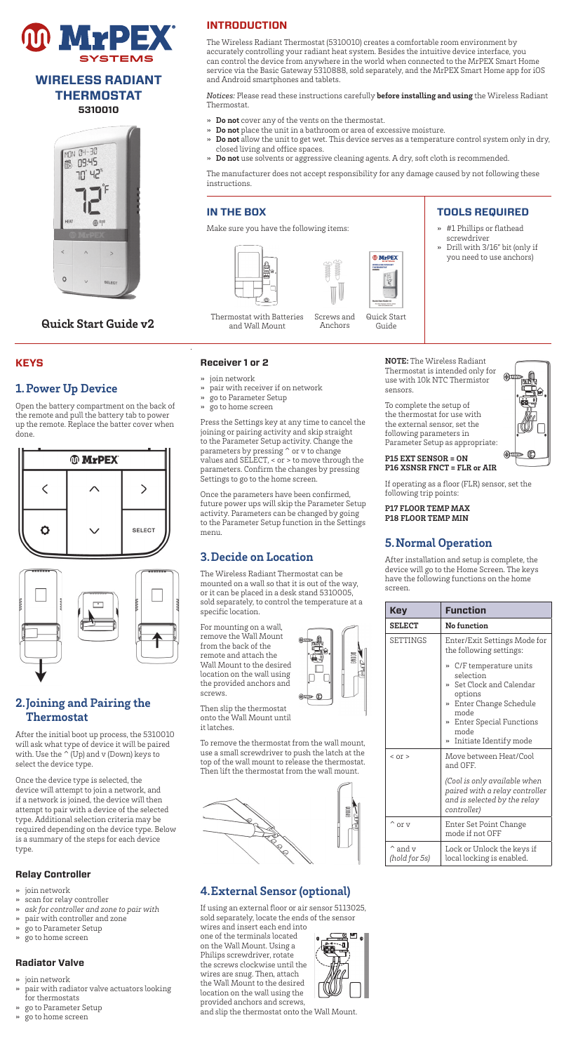# MrPEX SYSTEMS

## WIRELESS RADIANT THERMOSTAT

**5310010**

**Quick Start Guide v2**

## INTRODUCTION

The Wireless Radiant Thermostat (5310010) creates a comfortable room environment by accurately controlling your radiant heat system. Besides the intuitive device interface, you can control the device from anywhere in the world when connected to the MrPEX Smart Home service via the Basic Gateway 5310888, sold separately, and the MrPEX Smart Home app for iOS and Android smartphones and tablets.

*Notices:* Please read these instructions carefully **before installing and using** the Wireless Radiant Thermostat.

- **Do not** cover any of the vents on the thermostat.
- **Do not** place the unit in a bathroom or area of excessive moisture.
- **Do not** allow the unit to get wet. This device serves as a temperature control system only in dry, closed living and office spaces.
- **Do not** use solvents or aggressive cleaning agents. A dry, soft cloth is recommended.

The manufacturer does not accept responsibility for any damage caused by not following these instructions.

## IN THE BOX

Make sure you have the following items:

Thermostat with Batteries and Wall Mount — Screws and Anchors — Quick Start Guide

## TOOLS REQUIRED

- #1 Phillips or flathead screwdriver
- Drill with 3/16" bit (only if you need to use anchors)

## KEYS

## 1. Power Up Device

Open the battery compartment on the back of the remote and pull the battery tab to power up the remote. Replace the batter cover when done.

## 2. Joining and Pairing the Thermostat

After the initial boot up process, the 5310010 will ask what type of device it will be paired with. Use the ^ (Up) and v (Down) keys to select the device type.

Once the device type is selected, the device will attempt to join a network, and if a network is joined, the device will then attempt to pair with a device of the selected type. Additional selection criteria may be required depending on the device type. Below is a summary of the steps for each device type.

### Relay Controller

- join network
- scan for relay controller
- *ask for controller and zone to pair with*
- pair with controller and zone
- go to Parameter Setup
- go to home screen

### Radiator Valve

- join network
- pair with radiator valve actuators looking for thermostats
- go to Parameter Setup
- go to home screen

### Receiver 1 or 2

- join network
- pair with receiver if on network
- go to Parameter Setup
- go to home screen

Press the Settings key at any time to cancel the joining or pairing activity and skip straight to the Parameter Setup activity. Change the parameters by pressing ^ or v to change values and SELECT, < or > to move through the parameters. Confirm the changes by pressing Settings to go to the home screen.

Once the parameters have been confirmed, future power ups will skip the Parameter Setup activity. Parameters can be changed by going to the Parameter Setup function in the Settings menu.

## 3. Decide on Location

The Wireless Radiant Thermostat can be mounted on a wall so that it is out of the way, or it can be placed in a desk stand 5310005, sold separately, to control the temperature at a specific location.

For mounting on a wall, remove the Wall Mount from the back of the remote and attach the Wall Mount to the desired location on the wall using the provided anchors and screws.

Then slip the thermostat onto the Wall Mount until it latches.

To remove the thermostat from the wall mount, use a small screwdriver to push the latch at the top of the wall mount to release the thermostat. Then lift the thermostat from the wall mount.

## 4. External Sensor (optional)

If using an external floor or air sensor 5113025, sold separately, locate the ends of the sensor wires and insert each end into one of the terminals located on the Wall Mount. Using a Philips screwdriver, rotate the screws clockwise until the wires are snug. Then, attach the Wall Mount to the desired location on the wall using the provided anchors and screws, and slip the thermostat onto the Wall Mount.

**NOTE:** The Wireless Radiant Thermostat is intended only for use with 10k NTC Thermistor sensors.

To complete the setup of the thermostat for use with the external sensor, set the following parameters in Parameter Setup as appropriate:

**P15 EXT SENSOR = ON**
**P16 XSNSR FNCT = FLR or AIR**

If operating as a floor (FLR) sensor, set the following trip points:

**P17 FLOOR TEMP MAX**
**P18 FLOOR TEMP MIN**

## 5. Normal Operation

After installation and setup is complete, the device will go to the Home Screen. The keys have the following functions on the home screen.

| Key | Function |
|---|---|
| **SELECT** | **No function** |
| SETTINGS | Enter/Exit Settings Mode for the following settings: <br> » C/F temperature units selection <br> » Set Clock and Calendar options <br> » Enter Change Schedule mode <br> » Enter Special Functions mode <br> » Initiate Identify mode |
| < or > | Move between Heat/Cool and OFF. <br> *(Cool is only available when paired with a relay controller and is selected by the relay controller)* |
| ^ or v | Enter Set Point Change mode if not OFF |
| ^ and v *(hold for 5s)* | Lock or Unlock the keys if local locking is enabled. |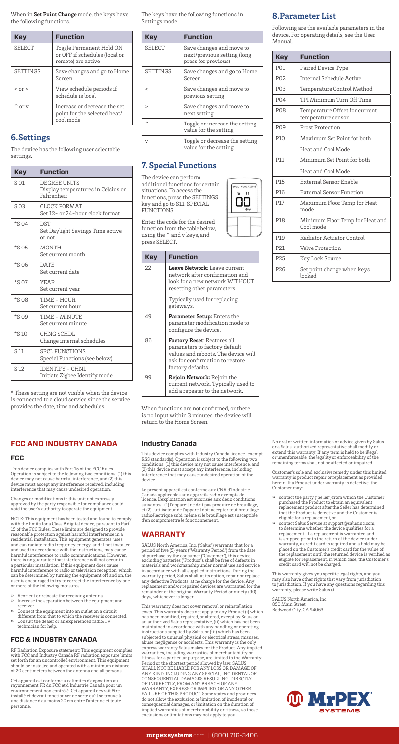When in **Set Point Change** mode, the keys have the following functions.

| Key | Function |
|---|---|
| SELECT | Toggle Permanent Hold ON or OFF if schedules (local or remote) are active |
| SETTINGS | Save changes and go to Home Screen |
| < or > | View schedule periods if schedule is local |
| ^ or v | Increase or decrease the set point for the selected heat/cool mode |

## 6. Settings

The device has the following user selectable settings.

| Key | Function |
|---|---|
| S 01 | DEGREE UNITS<br>Display temperatures in Celsius or Fahrenheit |
| S 03 | CLOCK FORMAT<br>Set 12- or 24-hour clock format |
| *S 04 | DST<br>Set Daylight Savings Time active or not |
| *S 05 | MONTH<br>Set current month |
| *S 06 | DATE<br>Set current date |
| *S 07 | YEAR<br>Set current year |
| *S 08 | TIME - HOUR<br>Set current hour |
| *S 09 | TIME - MINUTE<br>Set current minute |
| *S 10 | CHNG SCHDL<br>Change internal schedules |
| S 11 | SPCL FUNCTIONS<br>Special Functions (see below) |
| S 12 | IDENTIFY - CHNL<br>Initiate Zigbee Identify mode |

* These setting are not visible when the device is connected to a cloud service since the service provides the date, time and schedules.

The keys have the following functions in Settings mode.

| Key | Function |
|---|---|
| SELECT | Save changes and move to next/previous setting (long press for previous) |
| SETTINGS | Save changes and go to Home Screen |
| < | Save changes and move to previous setting |
| > | Save changes and move to next setting |
| ^ | Toggle or increase the setting value for the setting |
| v | Toggle or decrease the setting value for the setting |

## 7. Special Functions

The device can perform additional functions for certain situations. To access the functions, press the SETTINGS key and go to S11, SPECIAL FUNCTIONS.

Enter the code for the desired function from the table below, using the ^ and v keys, and press SELECT.

| Key | Function |
|---|---|
| 22 | **Leave Network**: Leave current network after confirmation and look for a new network WITHOUT resetting other parameters.<br>Typically used for replacing gateways. |
| 49 | **Parameter Setup:** Enters the parameter modification mode to configure the device. |
| 86 | **Factory Reset**: Restores all parameters to factory default values and reboots. The device will ask for confirmation to restore factory defaults. |
| 99 | **Rejoin Network:** Rejoin the current network. Typically used to add a repeater to the network. |

When functions are not confirmed, or there is no input within 3 minutes, the device will return to the Home Screen.

## 8. Parameter List

Following are the available parameters in the device. For operating details, see the User Manual.

| Key | Function |
|---|---|
| P01 | Paired Device Type |
| P02 | Internal Schedule Active |
| P03 | Temperature Control Method |
| P04 | TPI Minimum Turn Off Time |
| P08 | Temperature Offset for current temperature sensor |
| P09 | Frost Protection |
| P10 | Maximum Set Point for both Heat and Cool Mode |
| P11 | Minimum Set Point for both Heat and Cool Mode |
| P15 | External Sensor Enable |
| P16 | External Sensor Function |
| P17 | Maximum Floor Temp for Heat mode |
| P18 | Minimum Floor Temp for Heat and Cool mode |
| P19 | Radiator Actuator Control |
| P21 | Valve Protection |
| P25 | Key Lock Source |
| P26 | Set point change when keys locked |

## FCC AND INDUSTRY CANADA

### FCC

This device complies with Part 15 of the FCC Rules. Operation is subject to the following two conditions: (1) this device may not cause harmful interference, and (2) this device must accept any interference received, including interference that may cause undesired operation.

Changes or modifications to this unit not expressly approved by the party responsible for compliance could void the user's authority to operate the equipment.

NOTE: This equipment has been tested and found to comply with the limits for a Class B digital device, pursuant to Part 15 of the FCC Rules. These limits are designed to provide reasonable protection against harmful interference in a residential installation. This equipment generates, uses and can radiate radio frequency energy, and if not installed and used in accordance with the instructions, may cause harmful interference to radio communications. However, there is no guarantee that interference will not occur in a particular installation. If this equipment does cause harmful interference to radio or television reception, which can be determined by turning the equipment off and on, the user is encouraged to try to correct the interference by one or more of the following measures:

- Reorient or relocate the receiving antenna.
- Increase the separation between the equipment and receiver.
- Connect the equipment into an outlet on a circuit different from that to which the receiver is connected.
- Consult the dealer or an experienced radio/TV technician for help.

### FCC & INDUSTRY CANADA

RF Radiation Exposure statement: This equipment complies with FCC and Industry Canada RF radiation exposure limits set forth for an uncontrolled environment. This equipment should be installed and operated with a minimum distance of 20 centimeters between the antenna and all persons.

Cet appareil est conforme aux limites d'exposition au rayonnement FR du FCC et d'Industrie Canada pour un environnement non contrôlé. Cet appareil devrait être installé et devrait fonctionner de sorte qu'il se trouve à une distance d'au moins 20 cm entre l'antenne et toute personne.

### Industry Canada

This device complies with Industry Canada licence-exempt RSS standard(s). Operation is subject to the following two conditions: (1) this device may not cause interference, and (2) this device must accept any interference, including interference that may cause undesired operation of the device.

Le présent appareil est conforme aux CNR d'Industrie Canada applicables aux appareils radio exempts de licence. L'exploitation est autorisée aux deux conditions suivantes : (1) l'appareil ne doit pas produire de brouillage, et (2) l'utilisateur de l'appareil doit accepter tout brouillage radioélectrique subi, même si le brouillage est susceptible d'en compromettre le fonctionnement.

## WARRANTY

SALUS North America, Inc. ("Salus") warrants that for a period of five (5) years ("Warranty Period") from the date of purchase by the consumer ("Customer"), this device, excluding batteries ("Product"), shall be free of defects in materials and workmanship under normal use and service in accordance with all supplied instructions. During the warranty period, Salus shall, at its option, repair or replace any defective Products, at no charge for the device. Any replacement and/or repaired devices are warranted for the remainder of the original Warranty Period or ninety (90) days, whichever is longer.

This warranty does not cover removal or reinstallation costs. This warranty does not apply to any Product (i) which has been modified, repaired, or altered, except by Salus or an authorized Salus representative, (ii) which has not been maintained in accordance with any handling or operating instructions supplied by Salus; or (iii) which has been subjected to unusual physical or electrical stress, misuses, abuse, negligence or accidents. This warranty is the only express warranty Salus makes for the Product. Any implied warranties, including warranties of merchantability or fitness for a particular purpose, are limited to the Warranty Period or the shortest period allowed by law. SALUS SHALL NOT BE LIABLE FOR ANY LOSS OR DAMAGE OF ANY KIND, INCLUDING ANY SPECIAL, INCIDENTAL OR CONSEQUENTIAL DAMAGES RESULTING, DIRECTLY OR INDIRECTLY, FROM ANY BREACH OF ANY WARRANTY, EXPRESS OR IMPLIED, OR ANY OTHER FAILURE OF THIS PRODUCT. Some states and provinces do not allow the exclusion or limitation of incidental or consequential damages, or limitation on the duration of implied warranties of merchantability or fitness, so these exclusions or limitations may not apply to you.

No oral or written information or advice given by Salus or a Salus-authorized representative shall modify or extend this warranty. If any term is held to be illegal or unenforceable, the legality or enforceability of the remaining terms shall not be affected or impaired.

Customer's sole and exclusive remedy under this limited warranty is product repair or replacement as provided herein. If a Product under warranty is defective, the Customer may:

- contact the party ("Seller") from which the Customer purchased the Product to obtain an equivalent replacement product after the Seller has determined that the Product is defective and the Customer is eligible for a replacement, or
- contact Salus Service at support@salusinc.com, to determine whether the device qualifies for a replacement. If a replacement is warranted and is shipped prior to the return of the device under warranty, a credit card is required and a hold may be placed on the Customer's credit card for the value of the replacement until the returned device is verified as eligible for replacement, in which case, the Customer's credit card will not be charged.

This warranty gives you specific legal rights, and you may also have other rights that vary from jurisdiction to jurisdiction. If you have any questions regarding this warranty, please write Salus at:

SALUS North America, Inc.
850 Main Street
Redwood City, CA 94063

MrPEX SYSTEMS

**mrpexsystems**.com | (800) 716-3406